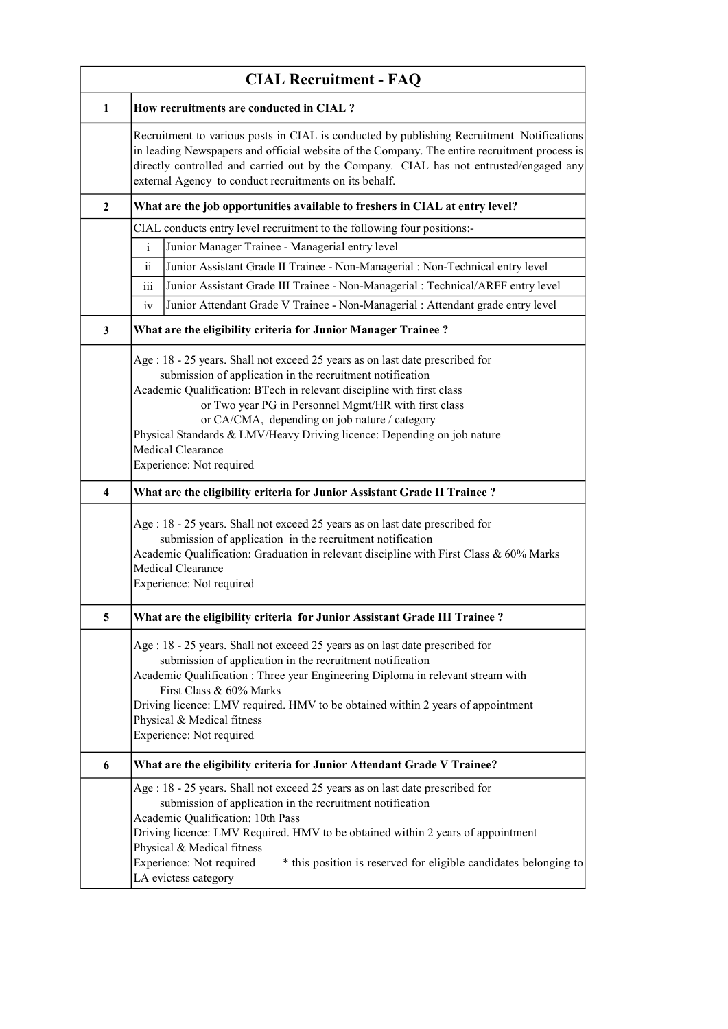# CIAL Recruitment - FAQ

| | |
|---|---|
| **1** | **How recruitments are conducted in CIAL ?** |
| | Recruitment to various posts in CIAL is conducted by publishing Recruitment Notifications in leading Newspapers and official website of the Company. The entire recruitment process is directly controlled and carried out by the Company. CIAL has not entrusted/engaged any external Agency to conduct recruitments on its behalf. |
| **2** | **What are the job opportunities available to freshers in CIAL at entry level?** |
| | CIAL conducts entry level recruitment to the following four positions:-<br>i. Junior Manager Trainee - Managerial entry level<br>ii. Junior Assistant Grade II Trainee - Non-Managerial : Non-Technical entry level<br>iii. Junior Assistant Grade III Trainee - Non-Managerial : Technical/ARFF entry level<br>iv. Junior Attendant Grade V Trainee - Non-Managerial : Attendant grade entry level |
| **3** | **What are the eligibility criteria for Junior Manager Trainee ?** |
| | Age : 18 - 25 years. Shall not exceed 25 years as on last date prescribed for submission of application in the recruitment notification<br>Academic Qualification: BTech in relevant discipline with first class or Two year PG in Personnel Mgmt/HR with first class or CA/CMA, depending on job nature / category<br>Physical Standards & LMV/Heavy Driving licence: Depending on job nature<br>Medical Clearance<br>Experience: Not required |
| **4** | **What are the eligibility criteria for Junior Assistant Grade II Trainee ?** |
| | Age : 18 - 25 years. Shall not exceed 25 years as on last date prescribed for submission of application in the recruitment notification<br>Academic Qualification: Graduation in relevant discipline with First Class & 60% Marks<br>Medical Clearance<br>Experience: Not required |
| **5** | **What are the eligibility criteria for Junior Assistant Grade III Trainee ?** |
| | Age : 18 - 25 years. Shall not exceed 25 years as on last date prescribed for submission of application in the recruitment notification<br>Academic Qualification : Three year Engineering Diploma in relevant stream with First Class & 60% Marks<br>Driving licence: LMV required. HMV to be obtained within 2 years of appointment<br>Physical & Medical fitness<br>Experience: Not required |
| **6** | **What are the eligibility criteria for Junior Attendant Grade V Trainee?** |
| | Age : 18 - 25 years. Shall not exceed 25 years as on last date prescribed for submission of application in the recruitment notification<br>Academic Qualification: 10th Pass<br>Driving licence: LMV Required. HMV to be obtained within 2 years of appointment<br>Physical & Medical fitness<br>Experience: Not required * this position is reserved for eligible candidates belonging to LA evictess category |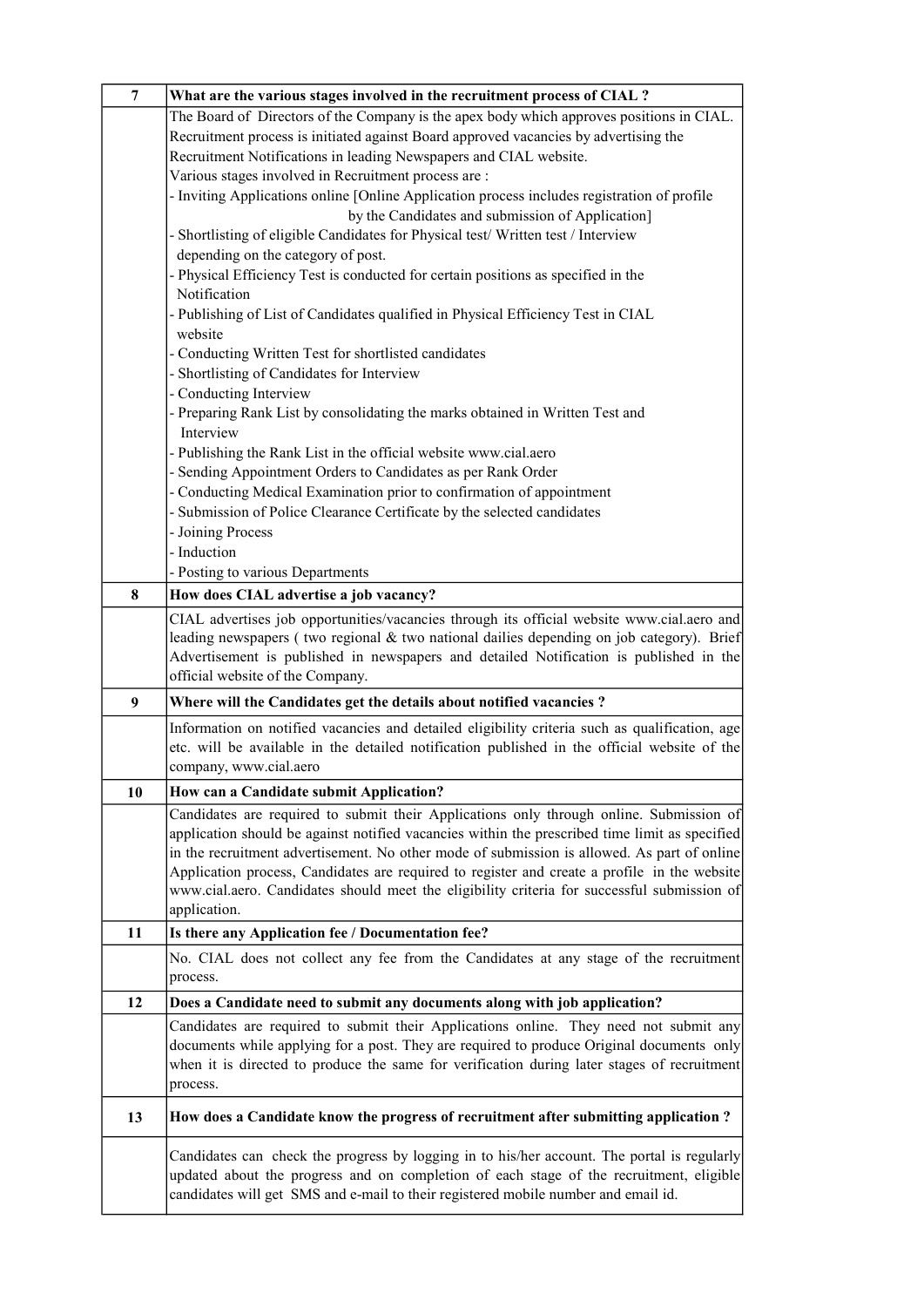| 7 | **What are the various stages involved in the recruitment process of CIAL ?** |
|---|---|
| | The Board of Directors of the Company is the apex body which approves positions in CIAL. Recruitment process is initiated against Board approved vacancies by advertising the Recruitment Notifications in leading Newspapers and CIAL website.<br>Various stages involved in Recruitment process are :<br>- Inviting Applications online [Online Application process includes registration of profile by the Candidates and submission of Application]<br>- Shortlisting of eligible Candidates for Physical test/ Written test / Interview depending on the category of post.<br>- Physical Efficiency Test is conducted for certain positions as specified in the Notification<br>- Publishing of List of Candidates qualified in Physical Efficiency Test in CIAL website<br>- Conducting Written Test for shortlisted candidates<br>- Shortlisting of Candidates for Interview<br>- Conducting Interview<br>- Preparing Rank List by consolidating the marks obtained in Written Test and Interview<br>- Publishing the Rank List in the official website www.cial.aero<br>- Sending Appointment Orders to Candidates as per Rank Order<br>- Conducting Medical Examination prior to confirmation of appointment<br>- Submission of Police Clearance Certificate by the selected candidates<br>- Joining Process<br>- Induction<br>- Posting to various Departments |
| 8 | **How does CIAL advertise a job vacancy?** |
| | CIAL advertises job opportunities/vacancies through its official website www.cial.aero and leading newspapers ( two regional & two national dailies depending on job category). Brief Advertisement is published in newspapers and detailed Notification is published in the official website of the Company. |
| 9 | **Where will the Candidates get the details about notified vacancies ?** |
| | Information on notified vacancies and detailed eligibility criteria such as qualification, age etc. will be available in the detailed notification published in the official website of the company, www.cial.aero |
| 10 | **How can a Candidate submit Application?** |
| | Candidates are required to submit their Applications only through online. Submission of application should be against notified vacancies within the prescribed time limit as specified in the recruitment advertisement. No other mode of submission is allowed. As part of online Application process, Candidates are required to register and create a profile in the website www.cial.aero. Candidates should meet the eligibility criteria for successful submission of application. |
| 11 | **Is there any Application fee / Documentation fee?** |
| | No. CIAL does not collect any fee from the Candidates at any stage of the recruitment process. |
| 12 | **Does a Candidate need to submit any documents along with job application?** |
| | Candidates are required to submit their Applications online. They need not submit any documents while applying for a post. They are required to produce Original documents only when it is directed to produce the same for verification during later stages of recruitment process. |
| 13 | **How does a Candidate know the progress of recruitment after submitting application ?** |
| | Candidates can check the progress by logging in to his/her account. The portal is regularly updated about the progress and on completion of each stage of the recruitment, eligible candidates will get SMS and e-mail to their registered mobile number and email id. |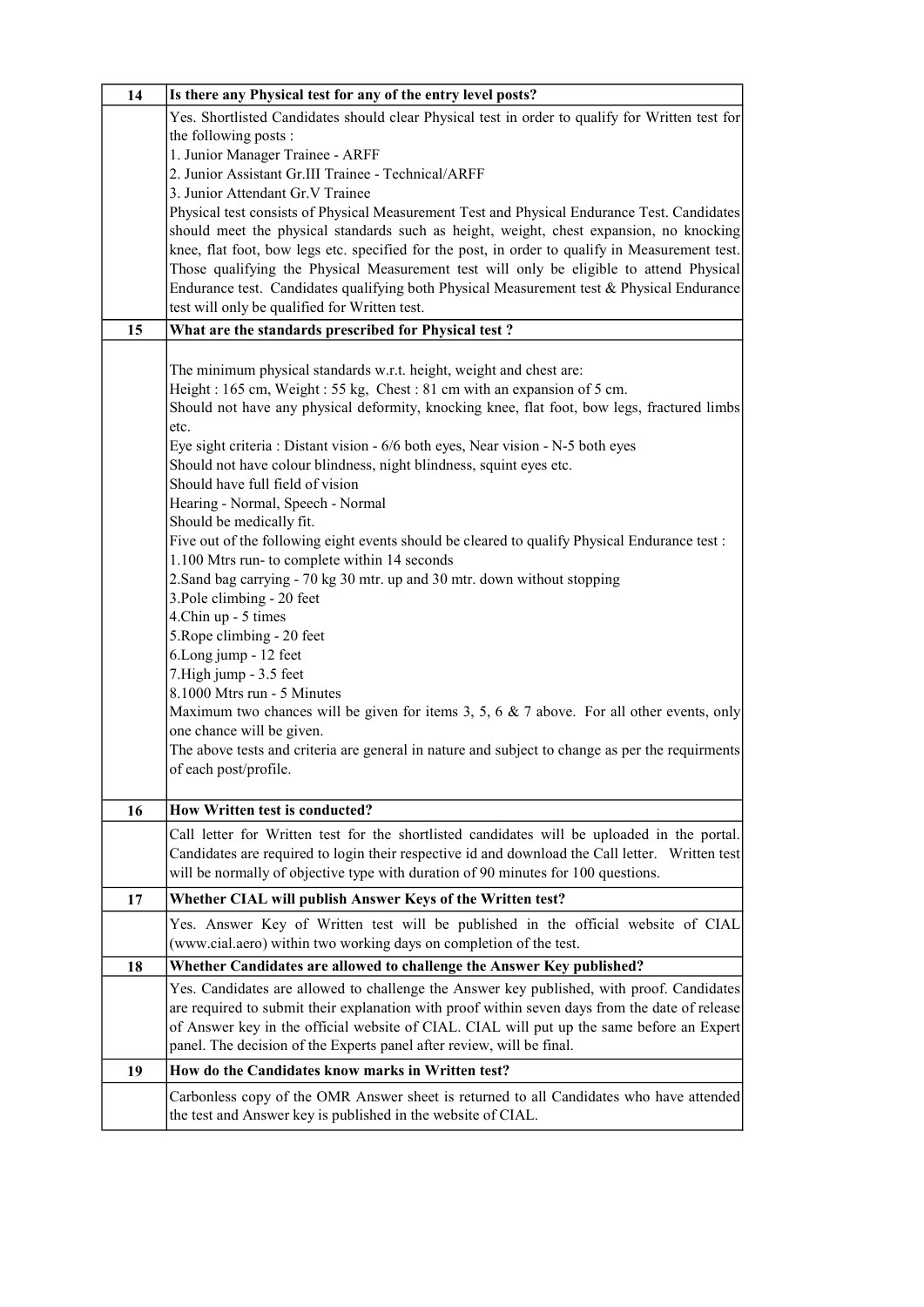| 14 | **Is there any Physical test for any of the entry level posts?** |
|---|---|
| | Yes. Shortlisted Candidates should clear Physical test in order to qualify for Written test for the following posts :<br>1. Junior Manager Trainee - ARFF<br>2. Junior Assistant Gr.III Trainee - Technical/ARFF<br>3. Junior Attendant Gr.V Trainee<br>Physical test consists of Physical Measurement Test and Physical Endurance Test. Candidates should meet the physical standards such as height, weight, chest expansion, no knocking knee, flat foot, bow legs etc. specified for the post, in order to qualify in Measurement test. Those qualifying the Physical Measurement test will only be eligible to attend Physical Endurance test. Candidates qualifying both Physical Measurement test & Physical Endurance test will only be qualified for Written test. |
| 15 | **What are the standards prescribed for Physical test ?** |
| | The minimum physical standards w.r.t. height, weight and chest are:<br>Height : 165 cm, Weight : 55 kg, Chest : 81 cm with an expansion of 5 cm.<br>Should not have any physical deformity, knocking knee, flat foot, bow legs, fractured limbs etc.<br>Eye sight criteria : Distant vision - 6/6 both eyes, Near vision - N-5 both eyes<br>Should not have colour blindness, night blindness, squint eyes etc.<br>Should have full field of vision<br>Hearing - Normal, Speech - Normal<br>Should be medically fit.<br>Five out of the following eight events should be cleared to qualify Physical Endurance test :<br>1.100 Mtrs run- to complete within 14 seconds<br>2.Sand bag carrying - 70 kg 30 mtr. up and 30 mtr. down without stopping<br>3.Pole climbing - 20 feet<br>4.Chin up - 5 times<br>5.Rope climbing - 20 feet<br>6.Long jump - 12 feet<br>7.High jump - 3.5 feet<br>8.1000 Mtrs run - 5 Minutes<br>Maximum two chances will be given for items 3, 5, 6 & 7 above. For all other events, only one chance will be given.<br>The above tests and criteria are general in nature and subject to change as per the requirments of each post/profile. |
| 16 | **How Written test is conducted?** |
| | Call letter for Written test for the shortlisted candidates will be uploaded in the portal. Candidates are required to login their respective id and download the Call letter. Written test will be normally of objective type with duration of 90 minutes for 100 questions. |
| 17 | **Whether CIAL will publish Answer Keys of the Written test?** |
| | Yes. Answer Key of Written test will be published in the official website of CIAL (www.cial.aero) within two working days on completion of the test. |
| 18 | **Whether Candidates are allowed to challenge the Answer Key published?** |
| | Yes. Candidates are allowed to challenge the Answer key published, with proof. Candidates are required to submit their explanation with proof within seven days from the date of release of Answer key in the official website of CIAL. CIAL will put up the same before an Expert panel. The decision of the Experts panel after review, will be final. |
| 19 | **How do the Candidates know marks in Written test?** |
| | Carbonless copy of the OMR Answer sheet is returned to all Candidates who have attended the test and Answer key is published in the website of CIAL. |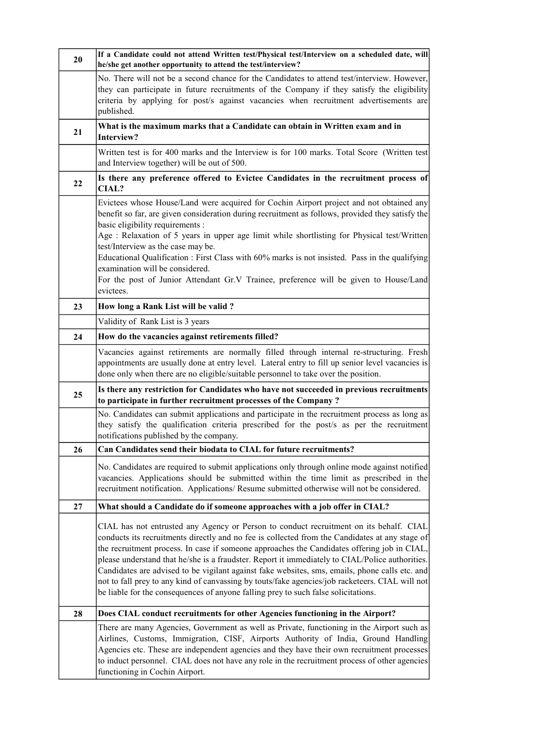| | |
|---|---|
| **20** | **If a Candidate could not attend Written test/Physical test/Interview on a scheduled date, will he/she get another opportunity to attend the test/interview?** |
| | No. There will not be a second chance for the Candidates to attend test/interview. However, they can participate in future recruitments of the Company if they satisfy the eligibility criteria by applying for post/s against vacancies when recruitment advertisements are published. |
| **21** | **What is the maximum marks that a Candidate can obtain in Written exam and in Interview?** |
| | Written test is for 400 marks and the Interview is for 100 marks. Total Score (Written test and Interview together) will be out of 500. |
| **22** | **Is there any preference offered to Evictee Candidates in the recruitment process of CIAL?** |
| | Evictees whose House/Land were acquired for Cochin Airport project and not obtained any benefit so far, are given consideration during recruitment as follows, provided they satisfy the basic eligibility requirements :<br>Age : Relaxation of 5 years in upper age limit while shortlisting for Physical test/Written test/Interview as the case may be.<br>Educational Qualification : First Class with 60% marks is not insisted. Pass in the qualifying examination will be considered.<br>For the post of Junior Attendant Gr.V Trainee, preference will be given to House/Land evictees. |
| **23** | **How long a Rank List will be valid ?** |
| | Validity of Rank List is 3 years |
| **24** | **How do the vacancies against retirements filled?** |
| | Vacancies against retirements are normally filled through internal re-structuring. Fresh appointments are usually done at entry level. Lateral entry to fill up senior level vacancies is done only when there are no eligible/suitable personnel to take over the position. |
| **25** | **Is there any restriction for Candidates who have not succeeded in previous recruitments to participate in further recruitment processes of the Company ?** |
| | No. Candidates can submit applications and participate in the recruitment process as long as they satisfy the qualification criteria prescribed for the post/s as per the recruitment notifications published by the company. |
| **26** | **Can Candidates send their biodata to CIAL for future recruitments?** |
| | No. Candidates are required to submit applications only through online mode against notified vacancies. Applications should be submitted within the time limit as prescribed in the recruitment notification. Applications/ Resume submitted otherwise will not be considered. |
| **27** | **What should a Candidate do if someone approaches with a job offer in CIAL?** |
| | CIAL has not entrusted any Agency or Person to conduct recruitment on its behalf. CIAL conducts its recruitments directly and no fee is collected from the Candidates at any stage of the recruitment process. In case if someone approaches the Candidates offering job in CIAL, please understand that he/she is a fraudster. Report it immediately to CIAL/Police authorities. Candidates are advised to be vigilant against fake websites, sms, emails, phone calls etc. and not to fall prey to any kind of canvassing by touts/fake agencies/job racketeers. CIAL will not be liable for the consequences of anyone falling prey to such false solicitations. |
| **28** | **Does CIAL conduct recruitments for other Agencies functioning in the Airport?** |
| | There are many Agencies, Government as well as Private, functioning in the Airport such as Airlines, Customs, Immigration, CISF, Airports Authority of India, Ground Handling Agencies etc. These are independent agencies and they have their own recruitment processes to induct personnel. CIAL does not have any role in the recruitment process of other agencies functioning in Cochin Airport. |